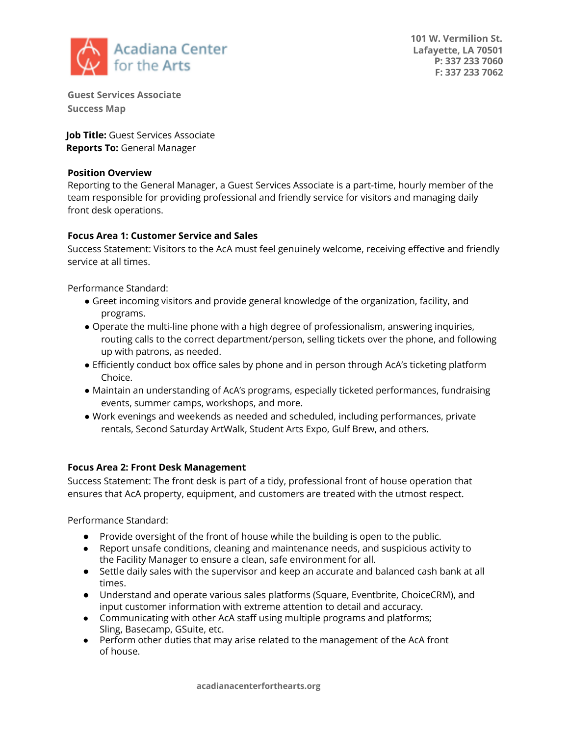Acadiana Center for the Arts

101 W. Vermilion St.
Lafayette, LA 70501
P: 337 233 7060
F: 337 233 7062

## Guest Services Associate
## Success Map

**Job Title:** Guest Services Associate
**Reports To:** General Manager

**Position Overview**

Reporting to the General Manager, a Guest Services Associate is a part-time, hourly member of the team responsible for providing professional and friendly service for visitors and managing daily front desk operations.

**Focus Area 1: Customer Service and Sales**

Success Statement: Visitors to the AcA must feel genuinely welcome, receiving effective and friendly service at all times.

Performance Standard:

- Greet incoming visitors and provide general knowledge of the organization, facility, and programs.
- Operate the multi-line phone with a high degree of professionalism, answering inquiries, routing calls to the correct department/person, selling tickets over the phone, and following up with patrons, as needed.
- Efficiently conduct box office sales by phone and in person through AcA's ticketing platform Choice.
- Maintain an understanding of AcA's programs, especially ticketed performances, fundraising events, summer camps, workshops, and more.
- Work evenings and weekends as needed and scheduled, including performances, private rentals, Second Saturday ArtWalk, Student Arts Expo, Gulf Brew, and others.

**Focus Area 2: Front Desk Management**

Success Statement: The front desk is part of a tidy, professional front of house operation that ensures that AcA property, equipment, and customers are treated with the utmost respect.

Performance Standard:

- Provide oversight of the front of house while the building is open to the public.
- Report unsafe conditions, cleaning and maintenance needs, and suspicious activity to the Facility Manager to ensure a clean, safe environment for all.
- Settle daily sales with the supervisor and keep an accurate and balanced cash bank at all times.
- Understand and operate various sales platforms (Square, Eventbrite, ChoiceCRM), and input customer information with extreme attention to detail and accuracy.
- Communicating with other AcA staff using multiple programs and platforms; Sling, Basecamp, GSuite, etc.
- Perform other duties that may arise related to the management of the AcA front of house.

acadianacenterforthearts.org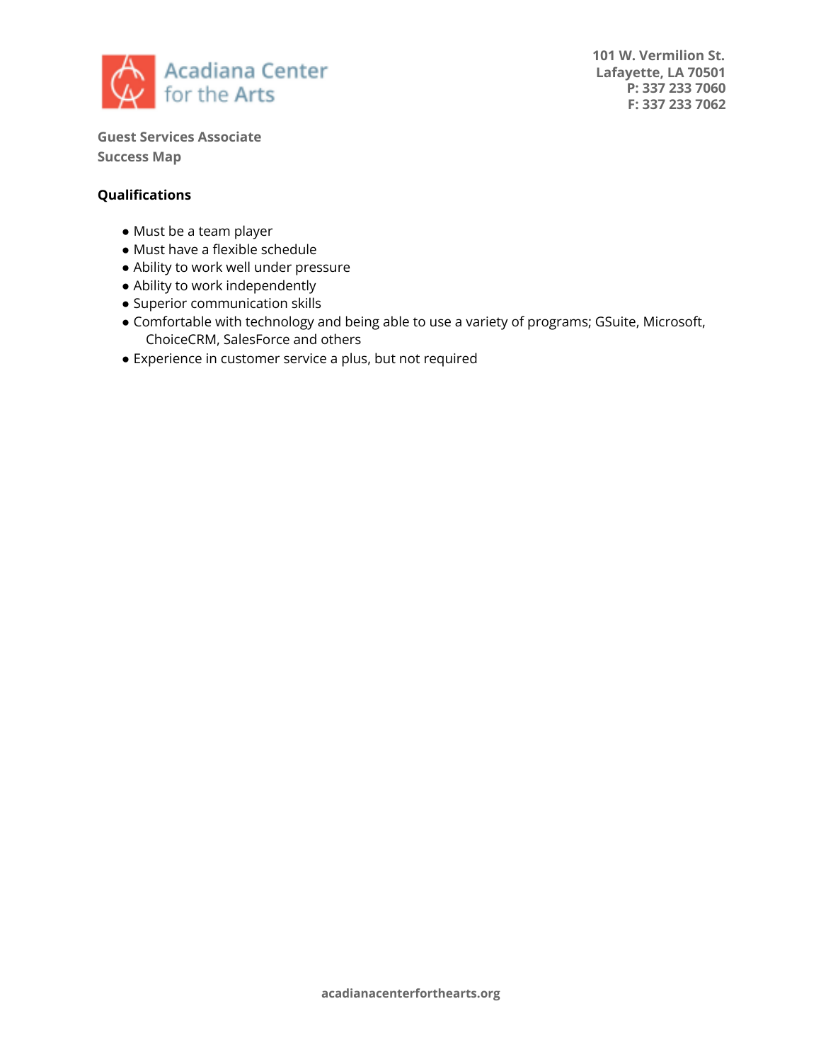Guest Services Associate
Success Map

**Qualifications**

- Must be a team player
- Must have a flexible schedule
- Ability to work well under pressure
- Ability to work independently
- Superior communication skills
- Comfortable with technology and being able to use a variety of programs; GSuite, Microsoft, ChoiceCRM, SalesForce and others
- Experience in customer service a plus, but not required